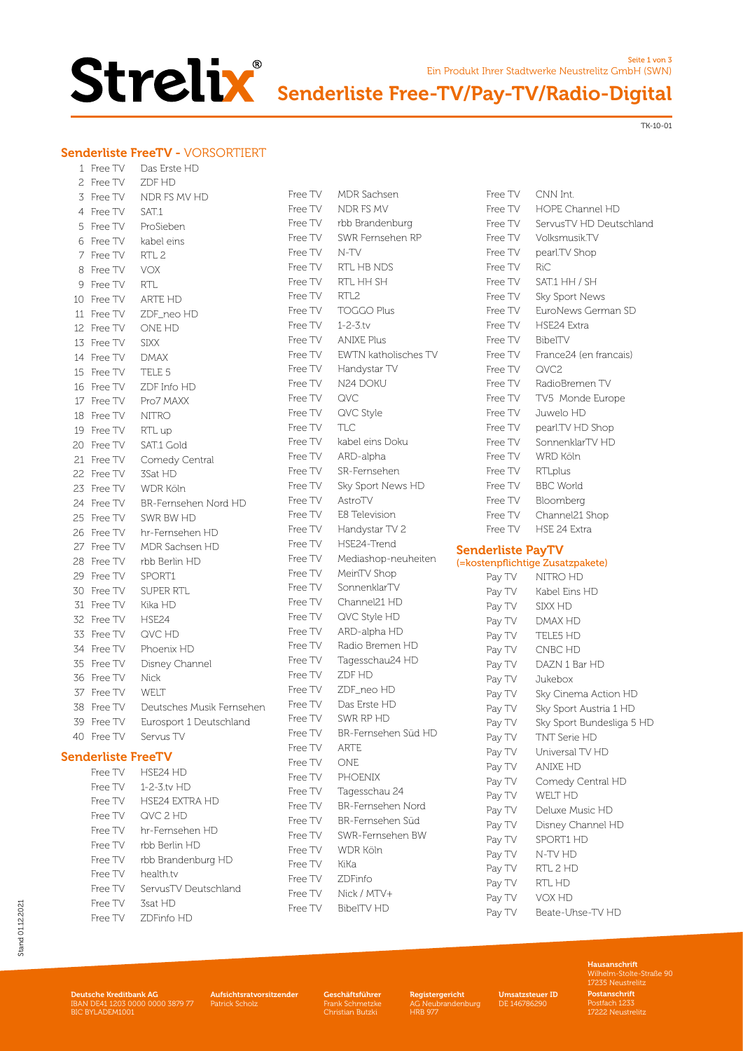# Strelix®

Ein Produkt Ihrer Stadtwerke Neustrelitz GmbH (SWN)

## Senderliste Free-TV/Pay-TV/Radio-Digital

TK-10-01

### Senderliste FreeTV - VORSORTIERT

| Nr. | Typ | Sender |
|---|---|---|
| 1 | Free TV | Das Erste HD |
| 2 | Free TV | ZDF HD |
| 3 | Free TV | NDR FS MV HD |
| 4 | Free TV | SAT.1 |
| 5 | Free TV | ProSieben |
| 6 | Free TV | kabel eins |
| 7 | Free TV | RTL 2 |
| 8 | Free TV | VOX |
| 9 | Free TV | RTL |
| 10 | Free TV | ARTE HD |
| 11 | Free TV | ZDF_neo HD |
| 12 | Free TV | ONE HD |
| 13 | Free TV | SIXX |
| 14 | Free TV | DMAX |
| 15 | Free TV | TELE 5 |
| 16 | Free TV | ZDF Info HD |
| 17 | Free TV | Pro7 MAXX |
| 18 | Free TV | NITRO |
| 19 | Free TV | RTL up |
| 20 | Free TV | SAT.1 Gold |
| 21 | Free TV | Comedy Central |
| 22 | Free TV | 3Sat HD |
| 23 | Free TV | WDR Köln |
| 24 | Free TV | BR-Fernsehen Nord HD |
| 25 | Free TV | SWR BW HD |
| 26 | Free TV | hr-Fernsehen HD |
| 27 | Free TV | MDR Sachsen HD |
| 28 | Free TV | rbb Berlin HD |
| 29 | Free TV | SPORT1 |
| 30 | Free TV | SUPER RTL |
| 31 | Free TV | Kika HD |
| 32 | Free TV | HSE24 |
| 33 | Free TV | QVC HD |
| 34 | Free TV | Phoenix HD |
| 35 | Free TV | Disney Channel |
| 36 | Free TV | Nick |
| 37 | Free TV | WELT |
| 38 | Free TV | Deutsches Musik Fernsehen |
| 39 | Free TV | Eurosport 1 Deutschland |
| 40 | Free TV | Servus TV |

### Senderliste FreeTV

| Typ | Sender |
|---|---|
| Free TV | HSE24 HD |
| Free TV | 1-2-3.tv HD |
| Free TV | HSE24 EXTRA HD |
| Free TV | QVC 2 HD |
| Free TV | hr-Fernsehen HD |
| Free TV | rbb Berlin HD |
| Free TV | rbb Brandenburg HD |
| Free TV | health.tv |
| Free TV | ServusTV Deutschland |
| Free TV | 3sat HD |
| Free TV | ZDFinfo HD |
| Free TV | MDR Sachsen |
| Free TV | NDR FS MV |
| Free TV | rbb Brandenburg |
| Free TV | SWR Fernsehen RP |
| Free TV | N-TV |
| Free TV | RTL HB NDS |
| Free TV | RTL HH SH |
| Free TV | RTL2 |
| Free TV | TOGGO Plus |
| Free TV | 1-2-3.tv |
| Free TV | ANIXE Plus |
| Free TV | EWTN katholisches TV |
| Free TV | Handystar TV |
| Free TV | N24 DOKU |
| Free TV | QVC |
| Free TV | QVC Style |
| Free TV | TLC |
| Free TV | kabel eins Doku |
| Free TV | ARD-alpha |
| Free TV | SR-Fernsehen |
| Free TV | Sky Sport News HD |
| Free TV | AstroTV |
| Free TV | E8 Television |
| Free TV | Handystar TV 2 |
| Free TV | HSE24-Trend |
| Free TV | Mediashop-neuheiten |
| Free TV | MeinTV Shop |
| Free TV | SonnenklarTV |
| Free TV | Channel21 HD |
| Free TV | QVC Style HD |
| Free TV | ARD-alpha HD |
| Free TV | Radio Bremen HD |
| Free TV | Tagesschau24 HD |
| Free TV | ZDF HD |
| Free TV | ZDF_neo HD |
| Free TV | Das Erste HD |
| Free TV | SWR RP HD |
| Free TV | BR-Fernsehen Süd HD |
| Free TV | ARTE |
| Free TV | ONE |
| Free TV | PHOENIX |
| Free TV | Tagesschau 24 |
| Free TV | BR-Fernsehen Nord |
| Free TV | BR-Fernsehen Süd |
| Free TV | SWR-Fernsehen BW |
| Free TV | WDR Köln |
| Free TV | KiKa |
| Free TV | ZDFinfo |
| Free TV | Nick / MTV+ |
| Free TV | BibelTV HD |
| Free TV | CNN Int. |
| Free TV | HOPE Channel HD |
| Free TV | ServusTV HD Deutschland |
| Free TV | Volksmusik.TV |
| Free TV | pearl.TV Shop |
| Free TV | RiC |
| Free TV | SAT.1 HH / SH |
| Free TV | Sky Sport News |
| Free TV | EuroNews German SD |
| Free TV | HSE24 Extra |
| Free TV | BibelTV |
| Free TV | France24 (en francais) |
| Free TV | QVC2 |
| Free TV | RadioBremen TV |
| Free TV | TV5 Monde Europe |
| Free TV | Juwelo HD |
| Free TV | pearl.TV HD Shop |
| Free TV | SonnenklarTV HD |
| Free TV | WRD Köln |
| Free TV | RTLplus |
| Free TV | BBC World |
| Free TV | Bloomberg |
| Free TV | Channel21 Shop |
| Free TV | HSE 24 Extra |

### Senderliste PayTV

(=kostenpflichtige Zusatzpakete)

| Typ | Sender |
|---|---|
| Pay TV | NITRO HD |
| Pay TV | Kabel Eins HD |
| Pay TV | SIXX HD |
| Pay TV | DMAX HD |
| Pay TV | TELE5 HD |
| Pay TV | CNBC HD |
| Pay TV | DAZN 1 Bar HD |
| Pay TV | Jukebox |
| Pay TV | Sky Cinema Action HD |
| Pay TV | Sky Sport Austria 1 HD |
| Pay TV | Sky Sport Bundesliga 5 HD |
| Pay TV | TNT Serie HD |
| Pay TV | Universal TV HD |
| Pay TV | ANIXE HD |
| Pay TV | Comedy Central HD |
| Pay TV | WELT HD |
| Pay TV | Deluxe Music HD |
| Pay TV | Disney Channel HD |
| Pay TV | SPORT1 HD |
| Pay TV | N-TV HD |
| Pay TV | RTL 2 HD |
| Pay TV | RTL HD |
| Pay TV | VOX HD |
| Pay TV | Beate-Uhse-TV HD |

Stand 01.12.2021

**Deutsche Kreditbank AG**
IBAN DE41 1203 0000 0000 3879 77
BIC BYLADEM1001

**Aufsichtsratvorsitzender**
Patrick Scholz

**Geschäftsführer**
Frank Schmetzke
Christian Butzki

**Registergericht**
AG Neubrandenburg
HRB 977

**Umsatzsteuer ID**
DE 146786290

**Hausanschrift**
Wilhelm-Stolte-Straße 90
17235 Neustrelitz

**Postanschrift**
Postfach 1233
17222 Neustrelitz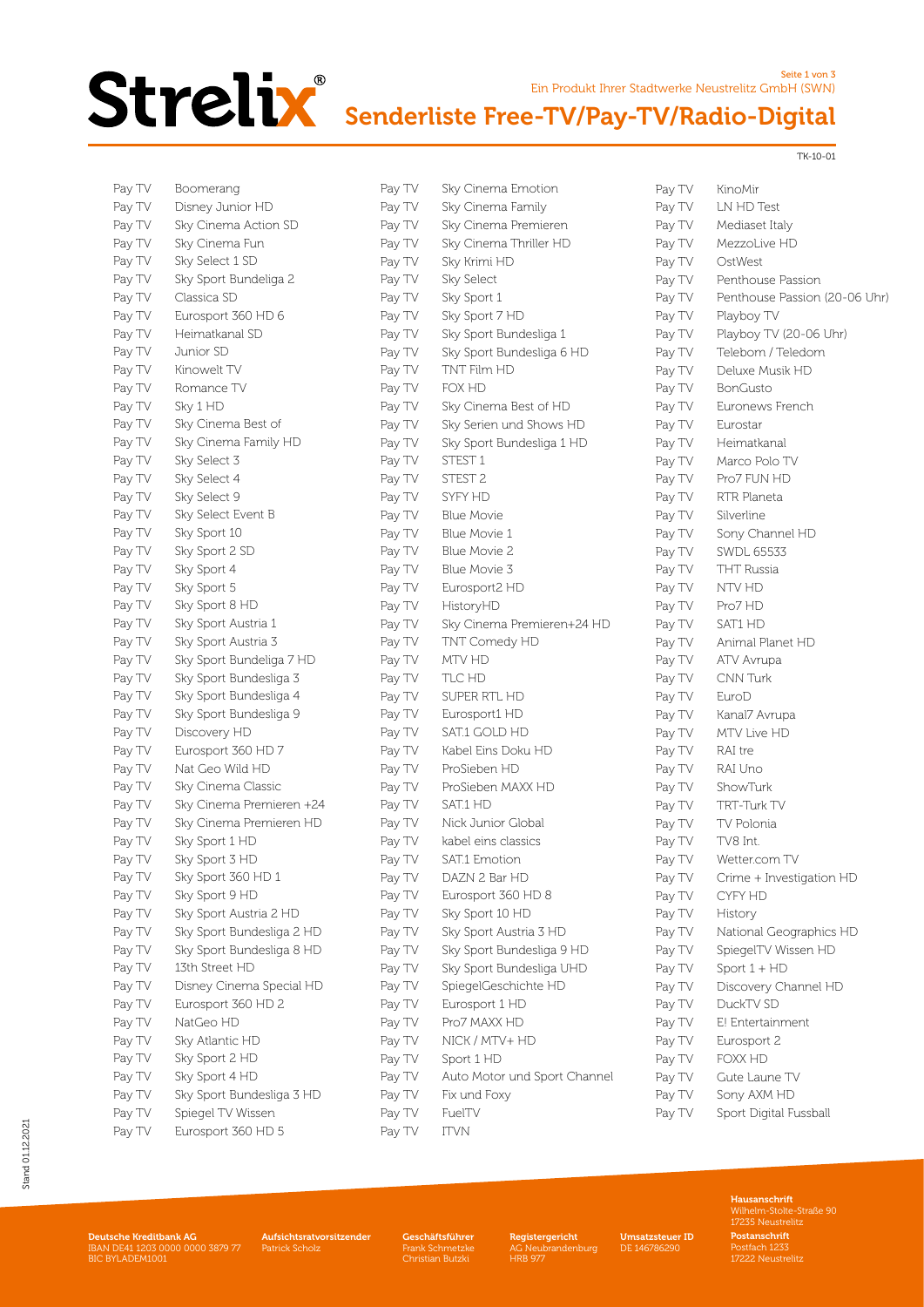# Strelix®

Ein Produkt Ihrer Stadtwerke Neustrelitz GmbH (SWN)

## Senderliste Free-TV/Pay-TV/Radio-Digital

TK-10-01

| Typ | Sender |
|---|---|
| Pay TV | Boomerang |
| Pay TV | Disney Junior HD |
| Pay TV | Sky Cinema Action SD |
| Pay TV | Sky Cinema Fun |
| Pay TV | Sky Select 1 SD |
| Pay TV | Sky Sport Bundeliga 2 |
| Pay TV | Classica SD |
| Pay TV | Eurosport 360 HD 6 |
| Pay TV | Heimatkanal SD |
| Pay TV | Junior SD |
| Pay TV | Kinowelt TV |
| Pay TV | Romance TV |
| Pay TV | Sky 1 HD |
| Pay TV | Sky Cinema Best of |
| Pay TV | Sky Cinema Family HD |
| Pay TV | Sky Select 3 |
| Pay TV | Sky Select 4 |
| Pay TV | Sky Select 9 |
| Pay TV | Sky Select Event B |
| Pay TV | Sky Sport 10 |
| Pay TV | Sky Sport 2 SD |
| Pay TV | Sky Sport 4 |
| Pay TV | Sky Sport 5 |
| Pay TV | Sky Sport 8 HD |
| Pay TV | Sky Sport Austria 1 |
| Pay TV | Sky Sport Austria 3 |
| Pay TV | Sky Sport Bundeliga 7 HD |
| Pay TV | Sky Sport Bundesliga 3 |
| Pay TV | Sky Sport Bundesliga 4 |
| Pay TV | Sky Sport Bundesliga 9 |
| Pay TV | Discovery HD |
| Pay TV | Eurosport 360 HD 7 |
| Pay TV | Nat Geo Wild HD |
| Pay TV | Sky Cinema Classic |
| Pay TV | Sky Cinema Premieren +24 |
| Pay TV | Sky Cinema Premieren HD |
| Pay TV | Sky Sport 1 HD |
| Pay TV | Sky Sport 3 HD |
| Pay TV | Sky Sport 360 HD 1 |
| Pay TV | Sky Sport 9 HD |
| Pay TV | Sky Sport Austria 2 HD |
| Pay TV | Sky Sport Bundesliga 2 HD |
| Pay TV | Sky Sport Bundesliga 8 HD |
| Pay TV | 13th Street HD |
| Pay TV | Disney Cinema Special HD |
| Pay TV | Eurosport 360 HD 2 |
| Pay TV | NatGeo HD |
| Pay TV | Sky Atlantic HD |
| Pay TV | Sky Sport 2 HD |
| Pay TV | Sky Sport 4 HD |
| Pay TV | Sky Sport Bundesliga 3 HD |
| Pay TV | Spiegel TV Wissen |
| Pay TV | Eurosport 360 HD 5 |
| Pay TV | Sky Cinema Emotion |
| Pay TV | Sky Cinema Family |
| Pay TV | Sky Cinema Premieren |
| Pay TV | Sky Cinema Thriller HD |
| Pay TV | Sky Krimi HD |
| Pay TV | Sky Select |
| Pay TV | Sky Sport 1 |
| Pay TV | Sky Sport 7 HD |
| Pay TV | Sky Sport Bundesliga 1 |
| Pay TV | Sky Sport Bundesliga 6 HD |
| Pay TV | TNT Film HD |
| Pay TV | FOX HD |
| Pay TV | Sky Cinema Best of HD |
| Pay TV | Sky Serien und Shows HD |
| Pay TV | Sky Sport Bundesliga 1 HD |
| Pay TV | STEST 1 |
| Pay TV | STEST 2 |
| Pay TV | SYFY HD |
| Pay TV | Blue Movie |
| Pay TV | Blue Movie 1 |
| Pay TV | Blue Movie 2 |
| Pay TV | Blue Movie 3 |
| Pay TV | Eurosport2 HD |
| Pay TV | HistoryHD |
| Pay TV | Sky Cinema Premieren+24 HD |
| Pay TV | TNT Comedy HD |
| Pay TV | MTV HD |
| Pay TV | TLC HD |
| Pay TV | SUPER RTL HD |
| Pay TV | Eurosport1 HD |
| Pay TV | SAT.1 GOLD HD |
| Pay TV | Kabel Eins Doku HD |
| Pay TV | ProSieben HD |
| Pay TV | ProSieben MAXX HD |
| Pay TV | SAT.1 HD |
| Pay TV | Nick Junior Global |
| Pay TV | kabel eins classics |
| Pay TV | SAT.1 Emotion |
| Pay TV | DAZN 2 Bar HD |
| Pay TV | Eurosport 360 HD 8 |
| Pay TV | Sky Sport 10 HD |
| Pay TV | Sky Sport Austria 3 HD |
| Pay TV | Sky Sport Bundesliga 9 HD |
| Pay TV | Sky Sport Bundesliga UHD |
| Pay TV | SpiegelGeschichte HD |
| Pay TV | Eurosport 1 HD |
| Pay TV | Pro7 MAXX HD |
| Pay TV | NICK / MTV+ HD |
| Pay TV | Sport 1 HD |
| Pay TV | Auto Motor und Sport Channel |
| Pay TV | Fix und Foxy |
| Pay TV | FuelTV |
| Pay TV | ITVN |
| Pay TV | KinoMir |
| Pay TV | LN HD Test |
| Pay TV | Mediaset Italy |
| Pay TV | MezzoLive HD |
| Pay TV | OstWest |
| Pay TV | Penthouse Passion |
| Pay TV | Penthouse Passion (20-06 Uhr) |
| Pay TV | Playboy TV |
| Pay TV | Playboy TV (20-06 Uhr) |
| Pay TV | Telebom / Teledom |
| Pay TV | Deluxe Musik HD |
| Pay TV | BonGusto |
| Pay TV | Euronews French |
| Pay TV | Eurostar |
| Pay TV | Heimatkanal |
| Pay TV | Marco Polo TV |
| Pay TV | Pro7 FUN HD |
| Pay TV | RTR Planeta |
| Pay TV | Silverline |
| Pay TV | Sony Channel HD |
| Pay TV | SWDL 65533 |
| Pay TV | THT Russia |
| Pay TV | NTV HD |
| Pay TV | Pro7 HD |
| Pay TV | SAT1 HD |
| Pay TV | Animal Planet HD |
| Pay TV | ATV Avrupa |
| Pay TV | CNN Turk |
| Pay TV | EuroD |
| Pay TV | Kanal7 Avrupa |
| Pay TV | MTV Live HD |
| Pay TV | RAI tre |
| Pay TV | RAI Uno |
| Pay TV | ShowTurk |
| Pay TV | TRT-Turk TV |
| Pay TV | TV Polonia |
| Pay TV | TV8 Int. |
| Pay TV | Wetter.com TV |
| Pay TV | Crime + Investigation HD |
| Pay TV | CYFY HD |
| Pay TV | History |
| Pay TV | National Geographics HD |
| Pay TV | SpiegelTV Wissen HD |
| Pay TV | Sport 1 + HD |
| Pay TV | Discovery Channel HD |
| Pay TV | DuckTV SD |
| Pay TV | E! Entertainment |
| Pay TV | Eurosport 2 |
| Pay TV | FOXX HD |
| Pay TV | Gute Laune TV |
| Pay TV | Sony AXM HD |
| Pay TV | Sport Digital Fussball |

Stand 01.12.2021

**Deutsche Kreditbank AG**
IBAN DE41 1203 0000 0000 3879 77
BIC BYLADEM1001

**Aufsichtsratvorsitzender**
Patrick Scholz

**Geschäftsführer**
Frank Schmetzke
Christian Butzki

**Registergericht**
AG Neubrandenburg
HRB 977

**Umsatzsteuer ID**
DE 146786290

**Hausanschrift**
Wilhelm-Stolte-Straße 90
17235 Neustrelitz

**Postanschrift**
Postfach 1233
17222 Neustrelitz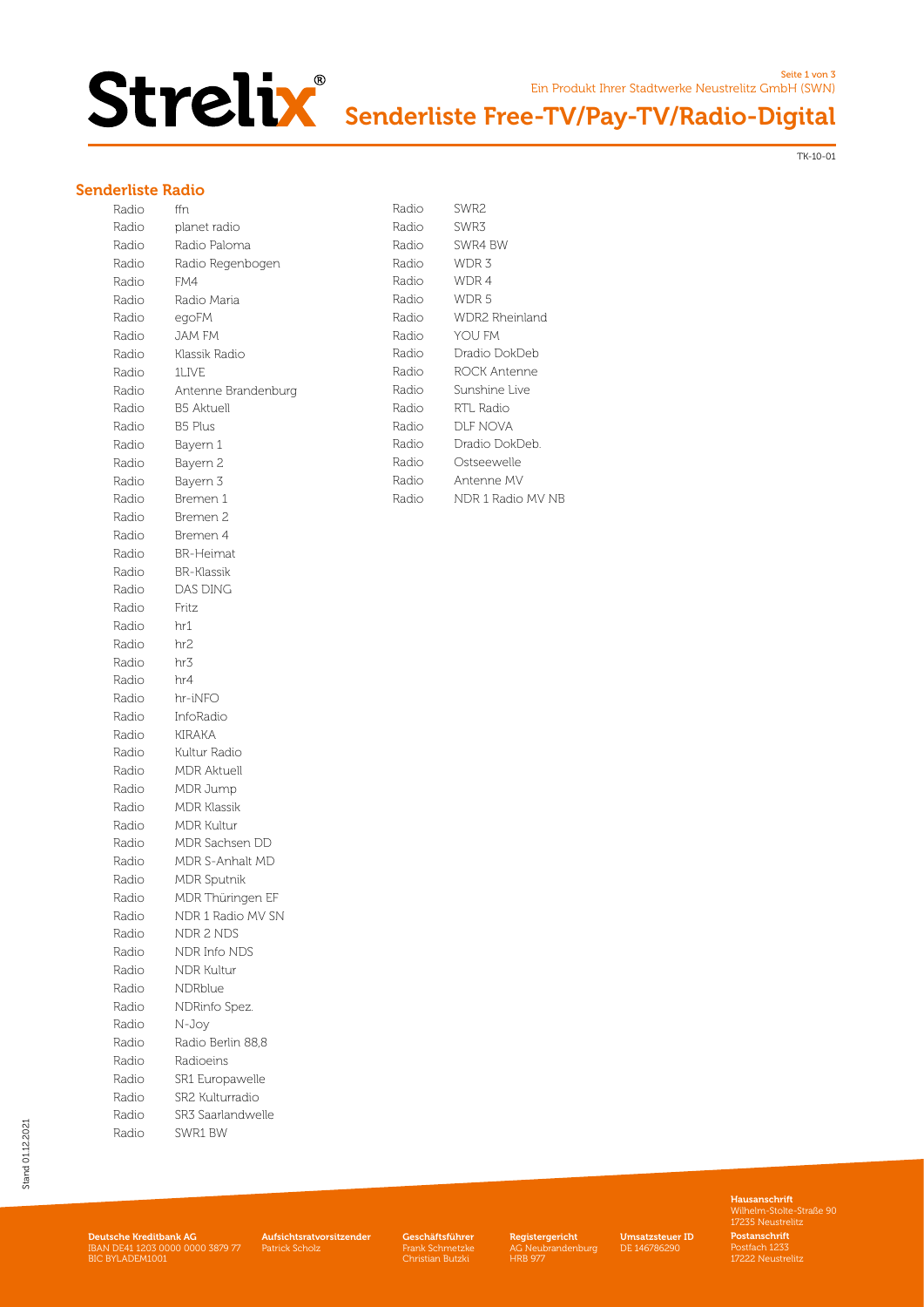## Senderliste Radio

| | |
|---|---|
| Radio | ffn |
| Radio | planet radio |
| Radio | Radio Paloma |
| Radio | Radio Regenbogen |
| Radio | FM4 |
| Radio | Radio Maria |
| Radio | egoFM |
| Radio | JAM FM |
| Radio | Klassik Radio |
| Radio | 1LIVE |
| Radio | Antenne Brandenburg |
| Radio | B5 Aktuell |
| Radio | B5 Plus |
| Radio | Bayern 1 |
| Radio | Bayern 2 |
| Radio | Bayern 3 |
| Radio | Bremen 1 |
| Radio | Bremen 2 |
| Radio | Bremen 4 |
| Radio | BR-Heimat |
| Radio | BR-Klassik |
| Radio | DAS DING |
| Radio | Fritz |
| Radio | hr1 |
| Radio | hr2 |
| Radio | hr3 |
| Radio | hr4 |
| Radio | hr-iNFO |
| Radio | InfoRadio |
| Radio | KIRAKA |
| Radio | Kultur Radio |
| Radio | MDR Aktuell |
| Radio | MDR Jump |
| Radio | MDR Klassik |
| Radio | MDR Kultur |
| Radio | MDR Sachsen DD |
| Radio | MDR S-Anhalt MD |
| Radio | MDR Sputnik |
| Radio | MDR Thüringen EF |
| Radio | NDR 1 Radio MV SN |
| Radio | NDR 2 NDS |
| Radio | NDR Info NDS |
| Radio | NDR Kultur |
| Radio | NDRblue |
| Radio | NDRinfo Spez. |
| Radio | N-Joy |
| Radio | Radio Berlin 88,8 |
| Radio | Radioeins |
| Radio | SR1 Europawelle |
| Radio | SR2 Kulturradio |
| Radio | SR3 Saarlandwelle |
| Radio | SWR1 BW |
| Radio | SWR2 |
| Radio | SWR3 |
| Radio | SWR4 BW |
| Radio | WDR 3 |
| Radio | WDR 4 |
| Radio | WDR 5 |
| Radio | WDR2 Rheinland |
| Radio | YOU FM |
| Radio | Dradio DokDeb |
| Radio | ROCK Antenne |
| Radio | Sunshine Live |
| Radio | RTL Radio |
| Radio | DLF NOVA |
| Radio | Dradio DokDeb. |
| Radio | Ostseewelle |
| Radio | Antenne MV |
| Radio | NDR 1 Radio MV NB |